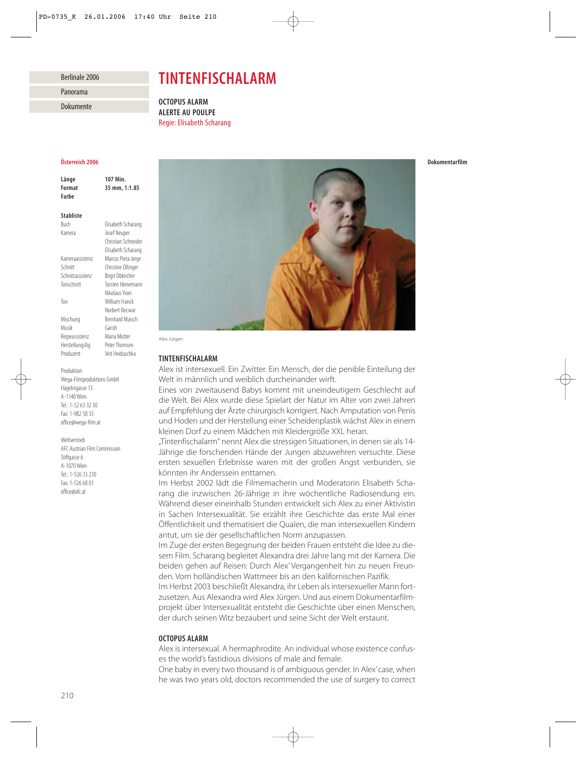Berlinale 2006

Panorama

Dokumente

# TINTENFISCHALARM

**OCTOPUS ALARM**
**ALERTE AU POULPE**
Regie: Elisabeth Scharang

**Österreich 2006**

**Dokumentarfilm**

| | |
|---|---|
| **Länge** | **107 Min.** |
| **Format** | **35 mm, 1:1.85** |
| **Farbe** | |

**Stabliste**

| | |
|---|---|
| Buch | Elisabeth Scharang |
| Kamera | Josef Neuper<br>Christian Schneider<br>Elisabeth Scharang |
| Kameraassistenz | Marcos Pieta Jorge |
| Schnitt | Christine Öllinger |
| Schnittassistenz | Birgit Obkircher |
| Tonschnitt | Torsten Heinemann<br>Nikolaus Yvon |
| Ton | William Franck<br>Norbert Becwar |
| Mischung | Bernhard Maisch |
| Musik | Garish |
| Regieassistenz | Maria Motter |
| Herstellungsltg. | Peter Thomsen |
| Produzent | Veit Heiduschka |

Produktion
Wega-Filmproduktions GmbH
Hägelingasse 13
A-1140 Wien
Tel.: 1-52 63 32 30
Fax: 1-982 58 33
office@wega-film.at

Weltvertrieb
AFC Austrian Film Commission
Stiftgasse 6
A-1070 Wien
Tel.: 1-526 33 230
Fax: 1-526 68 01
office@afc.at

Alex Jürgen

## TINTENFISCHALARM

Alex ist intersexuell. Ein Zwitter. Ein Mensch, der die penible Einteilung der Welt in männlich und weiblich durcheinander wirft.

Eines von zweitausend Babys kommt mit uneindeutigem Geschlecht auf die Welt. Bei Alex wurde diese Spielart der Natur im Alter von zwei Jahren auf Empfehlung der Ärzte chirurgisch korrigiert. Nach Amputation von Penis und Hoden und der Herstellung einer Scheidenplastik wächst Alex in einem kleinen Dorf zu einem Mädchen mit Kleidergröße XXL heran.

„Tintenfischalarm" nennt Alex die stressigen Situationen, in denen sie als 14-Jährige die forschenden Hände der Jungen abzuwehren versuchte. Diese ersten sexuellen Erlebnisse waren mit der großen Angst verbunden, sie könnten ihr Anderssein enttarnen.

Im Herbst 2002 lädt die Filmemacherin und Moderatorin Elisabeth Scharang die inzwischen 26-Jährige in ihre wöchentliche Radiosendung ein. Während dieser eineinhalb Stunden entwickelt sich Alex zu einer Aktivistin in Sachen Intersexualität. Sie erzählt ihre Geschichte das erste Mal einer Öffentlichkeit und thematisiert die Qualen, die man intersexuellen Kindern antut, um sie der gesellschaftlichen Norm anzupassen.

Im Zuge der ersten Begegnung der beiden Frauen entsteht die Idee zu diesem Film. Scharang begleitet Alexandra drei Jahre lang mit der Kamera. Die beiden gehen auf Reisen: Durch Alex' Vergangenheit hin zu neuen Freunden. Vom holländischen Wattmeer bis an den kalifornischen Pazifik.

Im Herbst 2003 beschließt Alexandra, ihr Leben als intersexueller Mann fortzusetzen. Aus Alexandra wird Alex Jürgen. Und aus einem Dokumentarfilmprojekt über Intersexualität entsteht die Geschichte über einen Menschen, der durch seinen Witz bezaubert und seine Sicht der Welt erstaunt.

## OCTOPUS ALARM

Alex is intersexual. A hermaphrodite. An individual whose existence confuses the world's fastidious divisions of male and female.

One baby in every two thousand is of ambiguous gender. In Alex' case, when he was two years old, doctors recommended the use of surgery to correct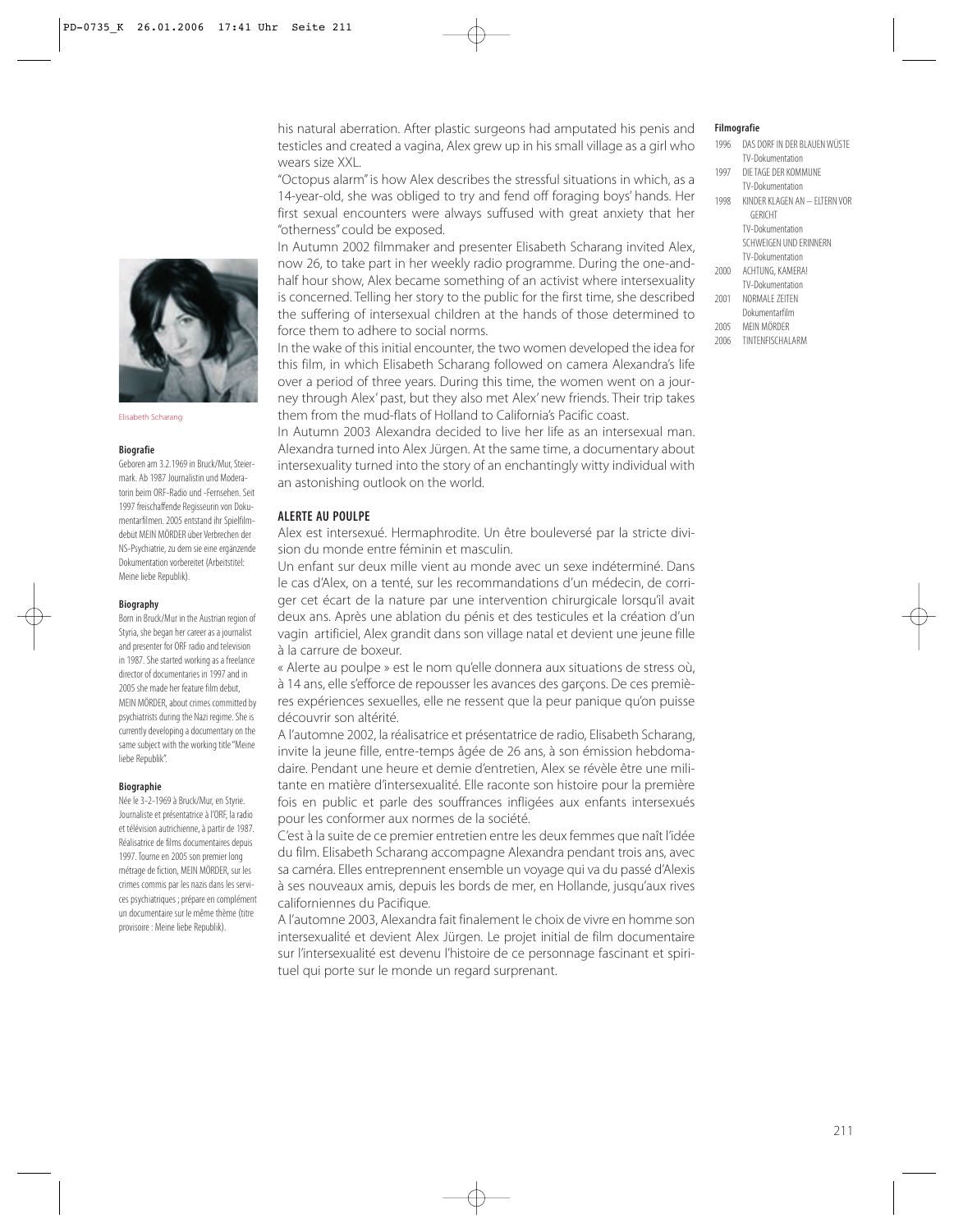his natural aberration. After plastic surgeons had amputated his penis and testicles and created a vagina, Alex grew up in his small village as a girl who wears size XXL.

"Octopus alarm" is how Alex describes the stressful situations in which, as a 14-year-old, she was obliged to try and fend off foraging boys' hands. Her first sexual encounters were always suffused with great anxiety that her "otherness" could be exposed.

In Autumn 2002 filmmaker and presenter Elisabeth Scharang invited Alex, now 26, to take part in her weekly radio programme. During the one-and-half hour show, Alex became something of an activist where intersexuality is concerned. Telling her story to the public for the first time, she described the suffering of intersexual children at the hands of those determined to force them to adhere to social norms.

In the wake of this initial encounter, the two women developed the idea for this film, in which Elisabeth Scharang followed on camera Alexandra's life over a period of three years. During this time, the women went on a journey through Alex' past, but they also met Alex' new friends. Their trip takes them from the mud-flats of Holland to California's Pacific coast.

In Autumn 2003 Alexandra decided to live her life as an intersexual man. Alexandra turned into Alex Jürgen. At the same time, a documentary about intersexuality turned into the story of an enchantingly witty individual with an astonishing outlook on the world.

## ALERTE AU POULPE

Alex est intersexué. Hermaphrodite. Un être bouleversé par la stricte division du monde entre féminin et masculin.

Un enfant sur deux mille vient au monde avec un sexe indéterminé. Dans le cas d'Alex, on a tenté, sur les recommandations d'un médecin, de corriger cet écart de la nature par une intervention chirurgicale lorsqu'il avait deux ans. Après une ablation du pénis et des testicules et la création d'un vagin artificiel, Alex grandit dans son village natal et devient une jeune fille à la carrure de boxeur.

« Alerte au poulpe » est le nom qu'elle donnera aux situations de stress où, à 14 ans, elle s'efforce de repousser les avances des garçons. De ces premières expériences sexuelles, elle ne ressent que la peur panique qu'on puisse découvrir son altérité.

A l'automne 2002, la réalisatrice et présentatrice de radio, Elisabeth Scharang, invite la jeune fille, entre-temps âgée de 26 ans, à son émission hebdomadaire. Pendant une heure et demie d'entretien, Alex se révèle être une militante en matière d'intersexualité. Elle raconte son histoire pour la première fois en public et parle des souffrances infligées aux enfants intersexués pour les conformer aux normes de la société.

C'est à la suite de ce premier entretien entre les deux femmes que naît l'idée du film. Elisabeth Scharang accompagne Alexandra pendant trois ans, avec sa caméra. Elles entreprennent ensemble un voyage qui va du passé d'Alexis à ses nouveaux amis, depuis les bords de mer, en Hollande, jusqu'aux rives californiennes du Pacifique.

A l'automne 2003, Alexandra fait finalement le choix de vivre en homme son intersexualité et devient Alex Jürgen. Le projet initial de film documentaire sur l'intersexualité est devenu l'histoire de ce personnage fascinant et spirituel qui porte sur le monde un regard surprenant.

Elisabeth Scharang

**Biografie**

Geboren am 3.2.1969 in Bruck/Mur, Steiermark. Ab 1987 Journalistin und Moderatorin beim ORF-Radio und -Fernsehen. Seit 1997 freischaffende Regisseurin von Dokumentarfilmen. 2005 entstand ihr Spielfilmdebüt MEIN MÖRDER über Verbrechen der NS-Psychiatrie, zu dem sie eine ergänzende Dokumentation vorbereitet (Arbeitstitel: Meine liebe Republik).

**Biography**

Born in Bruck/Mur in the Austrian region of Styria, she began her career as a journalist and presenter for ORF radio and television in 1987. She started working as a freelance director of documentaries in 1997 and in 2005 she made her feature film debut, MEIN MÖRDER, about crimes committed by psychiatrists during the Nazi regime. She is currently developing a documentary on the same subject with the working title "Meine liebe Republik".

**Biographie**

Née le 3-2-1969 à Bruck/Mur, en Styrie. Journaliste et présentatrice à l'ORF, la radio et télévision autrichienne, à partir de 1987. Réalisatrice de films documentaires depuis 1997. Tourne en 2005 son premier long métrage de fiction, MEIN MÖRDER, sur les crimes commis par les nazis dans les services psychiatriques ; prépare en complément un documentaire sur le même thème (titre provisoire : Meine liebe Republik).

**Filmografie**

1996 DAS DORF IN DER BLAUEN WÜSTE
TV-Dokumentation

1997 DIE TAGE DER KOMMUNE
TV-Dokumentation

1998 KINDER KLAGEN AN – ELTERN VOR GERICHT
TV-Dokumentation
SCHWEIGEN UND ERINNERN
TV-Dokumentation

2000 ACHTUNG, KAMERA!
TV-Dokumentation

2001 NORMALE ZEITEN
Dokumentarfilm

2005 MEIN MÖRDER

2006 TINTENFISCHALARM